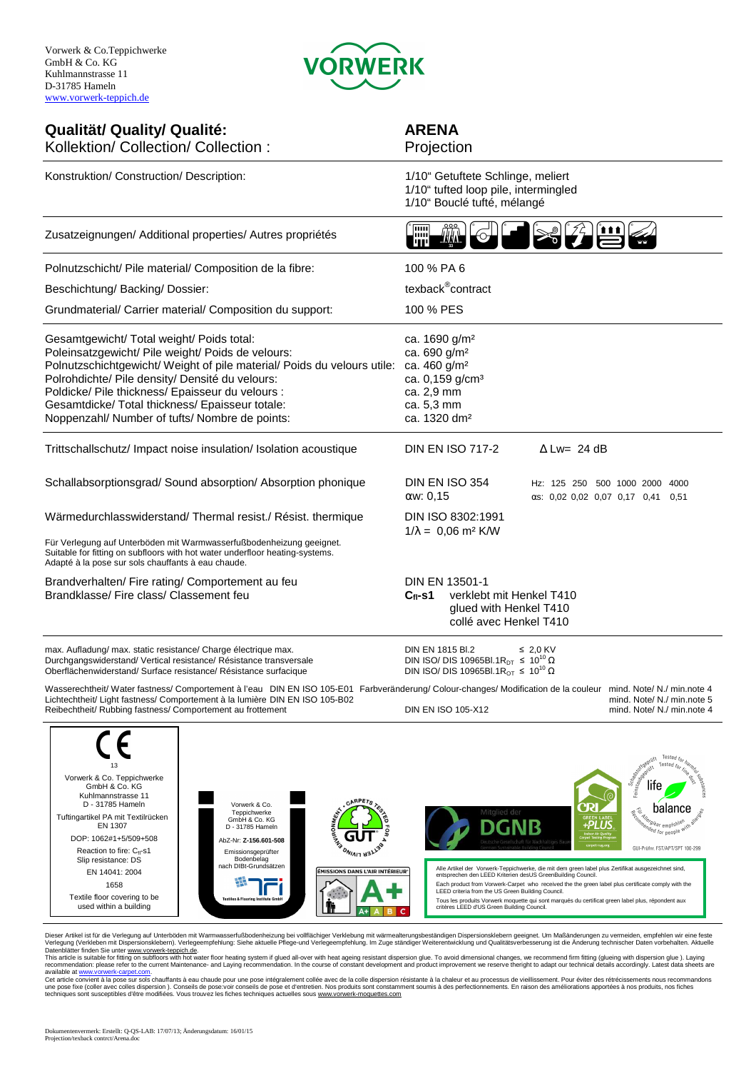Vorwerk & Co.Teppichwerke
GmbH & Co. KG
Kuhlmannstrasse 11
D-31785 Hameln
www.vorwerk-teppich.de

VORWERK

| | |
|---|---|
| **Qualität/ Quality/ Qualité:** | **ARENA** |
| Kollektion/ Collection/ Collection : | Projection |
| Konstruktion/ Construction/ Description: | 1/10" Getuftete Schlinge, meliert<br>1/10" tufted loop pile, intermingled<br>1/10" Bouclé tufté, mélangé |
| Zusatzeignungen/ Additional properties/ Autres propriétés | |
| Polnutzschicht/ Pile material/ Composition de la fibre: | 100 % PA 6 |
| Beschichtung/ Backing/ Dossier: | texback®contract |
| Grundmaterial/ Carrier material/ Composition du support: | 100 % PES |
| Gesamtgewicht/ Total weight/ Poids total: | ca. 1690 g/m² |
| Poleinsatzgewicht/ Pile weight/ Poids de velours: | ca. 690 g/m² |
| Polnutzschichtgewicht/ Weight of pile material/ Poids du velours utile: | ca. 460 g/m² |
| Polrohdichte/ Pile density/ Densité du velours: | ca. 0,159 g/cm³ |
| Poldicke/ Pile thickness/ Epaisseur du velours : | ca. 2,9 mm |
| Gesamtdicke/ Total thickness/ Epaisseur totale: | ca. 5,3 mm |
| Noppenzahl/ Number of tufts/ Nombre de points: | ca. 1320 dm² |
| Trittschallschutz/ Impact noise insulation/ Isolation acoustique | DIN EN ISO 717-2 $\Delta$ Lw= 24 dB |
| Schallabsorptionsgrad/ Sound absorption/ Absorption phonique | DIN EN ISO 354 $\alpha$w: 0,15 |
| Wärmedurchlasswiderstand/ Thermal resist./ Résist. thermique | DIN ISO 8302:1991<br>$1/\lambda$ = 0,06 m² K/W |
| Brandverhalten/ Fire rating/ Comportement au feu<br>Brandklasse/ Fire class/ Classement feu | DIN EN 13501-1<br>**$C_{fl}$-s1** verklebt mit Henkel T410<br>glued with Henkel T410<br>collé avec Henkel T410 |

| Hz: | 125 | 250 | 500 | 1000 | 2000 | 4000 |
|---|---|---|---|---|---|---|
| $\alpha$s: | 0,02 | 0,02 | 0,07 | 0,17 | 0,41 | 0,51 |

Für Verlegung auf Unterböden mit Warmwasserfußbodenheizung geeignet.
Suitable for fitting on subfloors with hot water underfloor heating-systems.
Adapté à la pose sur sols chauffants à eau chaude.

| | |
|---|---|
| max. Aufladung/ max. static resistance/ Charge électrique max. | DIN EN 1815 Bl.2 ≤ 2,0 KV |
| Durchgangswiderstand/ Vertical resistance/ Résistance transversale | DIN ISO/ DIS 10965Bl.1$R_{DT}$ ≤ $10^{10}$ Ω |
| Oberflächenwiderstand/ Surface resistance/ Résistance surfacique | DIN ISO/ DIS 10965Bl.1$R_{OT}$ ≤ $10^{10}$ Ω |

Wasserechtheit/ Water fastness/ Comportement à l'eau DIN EN ISO 105-E01 Farbveränderung/ Colour-changes/ Modification de la couleur mind. Note/ N./ min.note 4
Lichtechtheit/ Light fastness/ Comportement à la lumière DIN EN ISO 105-B02 mind. Note/ N./ min.note 5
Reibechtheit/ Rubbing fastness/ Comportement au frottement DIN EN ISO 105-X12 mind. Note/ N./ min.note 4

CE
13
Vorwerk & Co. Teppichwerke
GmbH & Co. KG
Kuhlmannstrasse 11
D - 31785 Hameln
Tuftingartikel PA mit Textilrücken
EN 1307
DOP: 1062#1+5/509+508
Reaction to fire: $C_{fl}$-s1
Slip resistance: DS
EN 14041: 2004
1658
Textile floor covering to be used within a building

Vorwerk & Co.
Teppichwerke
GmbH & Co. KG
D - 31785 Hameln
AbZ-Nr: **Z-156.601-508**
Emissionsgeprüfter
Bodenbelag
nach DIBt-Grundsätzen

Textiles & Flooring Institute GmbH

ÉMISSIONS DANS L'AIR INTÉRIEUR A+

Mitglied der DGNB

GUI-Prüfnr. FST/APT/SPT 100-299

Alle Artikel der Vorwerk-Teppichwerke, die mit dem green label plus Zertifikat ausgezeichnet sind, entsprechen den LEED Kriterien desUS GreenBuilding Council.
Each product from Vorwerk-Carpet who received the the green label plus certificate comply with the LEED criteria from the US Green Building Council.
Tous les produits Vorwerk moquette qui sont marqués du certificat green label plus, répondent aux critères LEED d'US Green Building Council.

Dieser Artikel ist für die Verlegung auf Unterböden mit Warmwasserfußbodenheizung bei vollflächiger Verklebung mit wärmealterungsbeständigen Dispersionsklebern geeignet. Um Maßänderungen zu vermeiden, empfehlen wir eine feste Verlegung (Verkleben mit Dispersionsklebern). Verlegeempfehlung: Siehe aktuelle Pflege-und Verlegeempfehlung. Im Zuge ständiger Weiterentwicklung und Qualitätsverbesserung ist die Änderung technischer Daten vorbehalten. Aktuelle Datenblätter finden Sie unter www.vorwerk-teppich.de.
This article is suitable for fitting on subfloors with hot water floor heating system if glued all-over with heat ageing resistant dispersion glue. To avoid dimensional changes, we recommend firm fitting (glueing with dispersion glue ). Laying recommendation: please refer to the current Maintenance- and Laying recommendation. In the course of constant development and product improvement we reserve theright to adapt our technical details accordingly. Latest data sheets are available at www.vorwerk-carpet.com.
Cet article convient à la pose sur sols chauffants à eau chaude pour une pose intégralement collée avec de la colle dispersion résistante à la chaleur et au processus de vieillissement. Pour éviter des rétrécissements nous recommandons une pose fixe (coller avec colles dispersion ). Conseils de pose:voir conseils de pose et d'entretien. Nos produits sont constamment soumis à des perfectionnements. En raison des améliorations apportées à nos produits, nos fiches techniques sont susceptibles d'être modifiées. Vous trouvez les fiches techniques actuelles sous www.vorwerk-moquettes.com

Dokumentenvermerk: Erstellt: Q-QS-LAB: 17/07/13; Änderungsdatum: 16/01/15
Projection/texback contrct/Arena.doc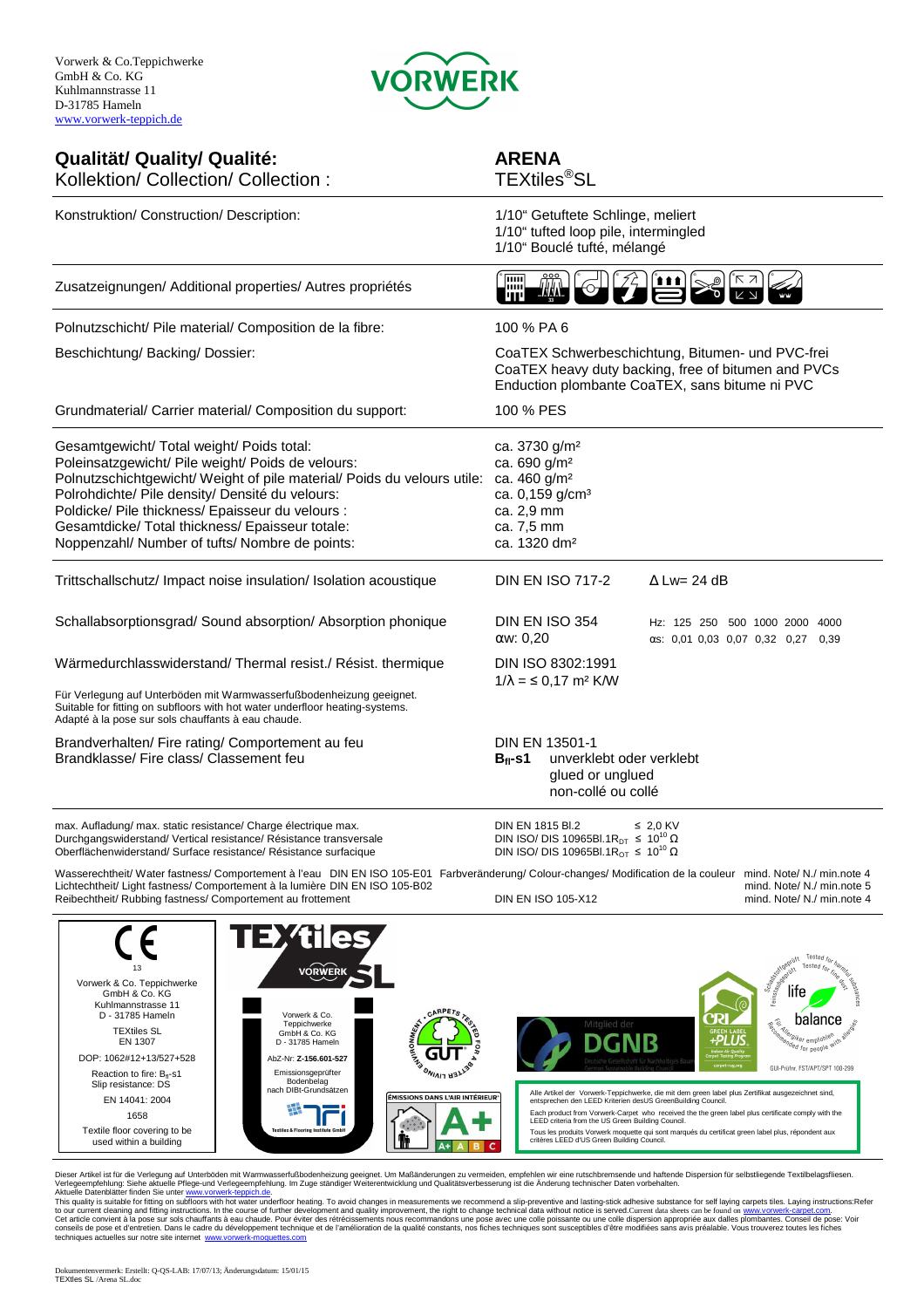Vorwerk & Co.Teppichwerke
GmbH & Co. KG
Kuhlmannstrasse 11
D-31785 Hameln
www.vorwerk-teppich.de

| | |
|---|---|
| **Qualität/ Quality/ Qualité:** | **ARENA** |
| Kollektion/ Collection/ Collection : | TEXtiles®SL |
| Konstruktion/ Construction/ Description: | 1/10" Getuftete Schlinge, meliert<br>1/10" tufted loop pile, intermingled<br>1/10" Bouclé tufté, mélangé |
| Zusatzeignungen/ Additional properties/ Autres propriétés | |
| Polnutzschicht/ Pile material/ Composition de la fibre: | 100 % PA 6 |
| Beschichtung/ Backing/ Dossier: | CoaTEX Schwerbeschichtung, Bitumen- und PVC-frei<br>CoaTEX heavy duty backing, free of bitumen and PVCs<br>Enduction plombante CoaTEX, sans bitume ni PVC |
| Grundmaterial/ Carrier material/ Composition du support: | 100 % PES |
| Gesamtgewicht/ Total weight/ Poids total: | ca. 3730 g/m² |
| Poleinsatzgewicht/ Pile weight/ Poids de velours: | ca. 690 g/m² |
| Polnutzschichtgewicht/ Weight of pile material/ Poids du velours utile: | ca. 460 g/m² |
| Polrohdichte/ Pile density/ Densité du velours: | ca. 0,159 g/cm³ |
| Poldicke/ Pile thickness/ Epaisseur du velours : | ca. 2,9 mm |
| Gesamtdicke/ Total thickness/ Epaisseur totale: | ca. 7,5 mm |
| Noppenzahl/ Number of tufts/ Nombre de points: | ca. 1320 dm² |
| Trittschallschutz/ Impact noise insulation/ Isolation acoustique | DIN EN ISO 717-2 &nbsp;&nbsp; Δ Lw= 24 dB |
| Schallabsorptionsgrad/ Sound absorption/ Absorption phonique | DIN EN ISO 354 &nbsp; Hz: 125 250 500 1000 2000 4000<br>αw: 0,20 &nbsp; αs: 0,01 0,03 0,07 0,32 0,27 0,39 |
| Wärmedurchlasswiderstand/ Thermal resist./ Résist. thermique | DIN ISO 8302:1991<br>1/λ = ≤ 0,17 m² K/W |
| Brandverhalten/ Fire rating/ Comportement au feu<br>Brandklasse/ Fire class/ Classement feu | DIN EN 13501-1<br>**$B_{fl}$-s1** unverklebt oder verklebt<br>glued or unglued<br>non-collé ou collé |

Für Verlegung auf Unterböden mit Warmwasserfußbodenheizung geeignet.
Suitable for fitting on subfloors with hot water underfloor heating-systems.
Adapté à la pose sur sols chauffants à eau chaude.

| | | |
|---|---|---|
| max. Aufladung/ max. static resistance/ Charge électrique max. | DIN EN 1815 Bl.2 | ≤ 2,0 KV |
| Durchgangswiderstand/ Vertical resistance/ Résistance transversale | DIN ISO/ DIS 10965Bl.1$R_{OT}$ | ≤ $10^{10}$ Ω |
| Oberflächenwiderstand/ Surface resistance/ Résistance surfacique | DIN ISO/ DIS 10965Bl.1$R_{OT}$ | ≤ $10^{10}$ Ω |

| | | |
|---|---|---|
| Wasserechtheit/ Water fastness/ Comportement à l'eau DIN EN ISO 105-E01 | Farbveränderung/ Colour-changes/ Modification de la couleur | mind. Note/ N./ min.note 4 |
| Lichtechtheit/ Light fastness/ Comportement à la lumière DIN EN ISO 105-B02 | | mind. Note/ N./ min.note 5 |
| Reibechtheit/ Rubbing fastness/ Comportement au frottement | DIN EN ISO 105-X12 | mind. Note/ N./ min.note 4 |

CE 13
Vorwerk & Co. Teppichwerke
GmbH & Co. KG
Kuhlmannstrasse 11
D - 31785 Hameln
TEXtiles SL
EN 1307
DOP: 1062#12+13/527+528
Reaction to fire: $B_{fl}$-s1
Slip resistance: DS
EN 14041: 2004
1658
Textile floor covering to be used within a building

TEXtiles VORWERK SL
Vorwerk & Co. Teppichwerke GmbH & Co. KG D - 31785 Hameln
AbZ-Nr: **Z-156.601-527**
Emissionsgeprüfter Bodenbelag nach DIBt-Grundsätzen
TFI Textiles & Flooring Institute GmbH

GUT – Carpets tested for a better environment
ÉMISSIONS DANS L'AIR INTÉRIEUR A+

Mitglied der DGNB – Deutsche Gesellschaft für Nachhaltiges Bauen / German Sustainable Building Council
CRI Green Label Plus – Indoor Air Quality Carpet Testing Program
life balance – Schadstoffgeprüft / Tested for harmful substances – Feinstaubgeprüft / Tested for fine dust – Für Allergiker empfohlen / Recommended for people with allergies – GUI-Prüfnr. FST/APT/SPT 100-299

Alle Artikel der Vorwerk-Teppichwerke, die mit dem green label plus Zertifikat ausgezeichnet sind, entsprechen den LEED Kriterien desUS GreenBuilding Council.
Each product from Vorwerk-Carpet who received the the green label plus certificate comply with the LEED criteria from the US Green Building Council.
Tous les produits Vorwerk moquette qui sont marqués du certificat green label plus, répondent aux critères LEED d'US Green Building Council.

Dieser Artikel ist für die Verlegung auf Unterböden mit Warmwasserfußbodenheizung geeignet. Um Maßänderungen zu vermeiden, empfehlen wir eine rutschbremsende und haftende Dispersion für selbstliegende Textilbelagsfliesen. Verlegeempfehlung: Siehe aktuelle Pflege-und Verlegeempfehlung. Im Zuge ständiger Weiterentwicklung und Qualitätsverbesserung ist die Änderung technischer Daten vorbehalten. Aktuelle Datenblätter finden Sie unter www.vorwerk-teppich.de.
This quality is suitable for fitting on subfloors with hot water underfloor heating. To avoid changes in measurements we recommend a slip-preventive and lasting-stick adhesive substance for self laying carpets tiles. Laying instructions:Refer to our current cleaning and fitting instructions. In the course of further development and quality improvement, the right to change technical data without notice is served.Current data sheets can be found on www.vorwerk-carpet.com.
Cet article convient à la pose sur sols chauffants à eau chaude. Pour éviter des rétrécissements nous recommandons une pose avec une colle poissante ou une colle dispersion appropriée aux dalles plombantes. Conseil de pose: Voir conseils de pose et d'entretien. Dans le cadre du développement technique et de l'amélioration de la qualité constants, nos fiches techniques sont susceptibles d'être modifiées sans avis préalable. Vous trouverez toutes les fiches techniques actuelles sur notre site internet www.vorwerk-moquettes.com

Dokumentenvermerk: Erstellt: Q-QS-LAB: 17/07/13; Änderungsdatum: 15/01/15
TEXtiles SL /Arena SL.doc